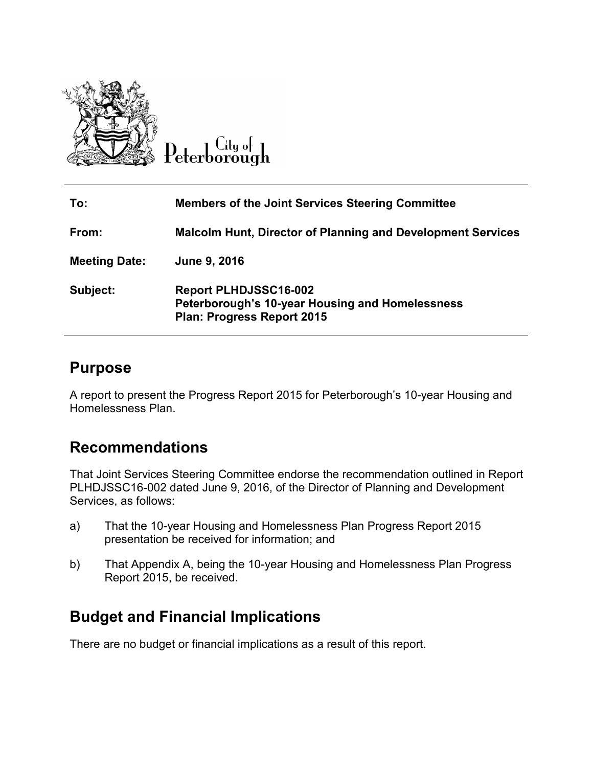City of Peterborough

| | |
|---|---|
| **To:** | **Members of the Joint Services Steering Committee** |
| **From:** | **Malcolm Hunt, Director of Planning and Development Services** |
| **Meeting Date:** | **June 9, 2016** |
| **Subject:** | **Report PLHDJSSC16-002 Peterborough's 10-year Housing and Homelessness Plan: Progress Report 2015** |

## Purpose

A report to present the Progress Report 2015 for Peterborough's 10-year Housing and Homelessness Plan.

## Recommendations

That Joint Services Steering Committee endorse the recommendation outlined in Report PLHDJSSC16-002 dated June 9, 2016, of the Director of Planning and Development Services, as follows:

a) That the 10-year Housing and Homelessness Plan Progress Report 2015 presentation be received for information; and

b) That Appendix A, being the 10-year Housing and Homelessness Plan Progress Report 2015, be received.

## Budget and Financial Implications

There are no budget or financial implications as a result of this report.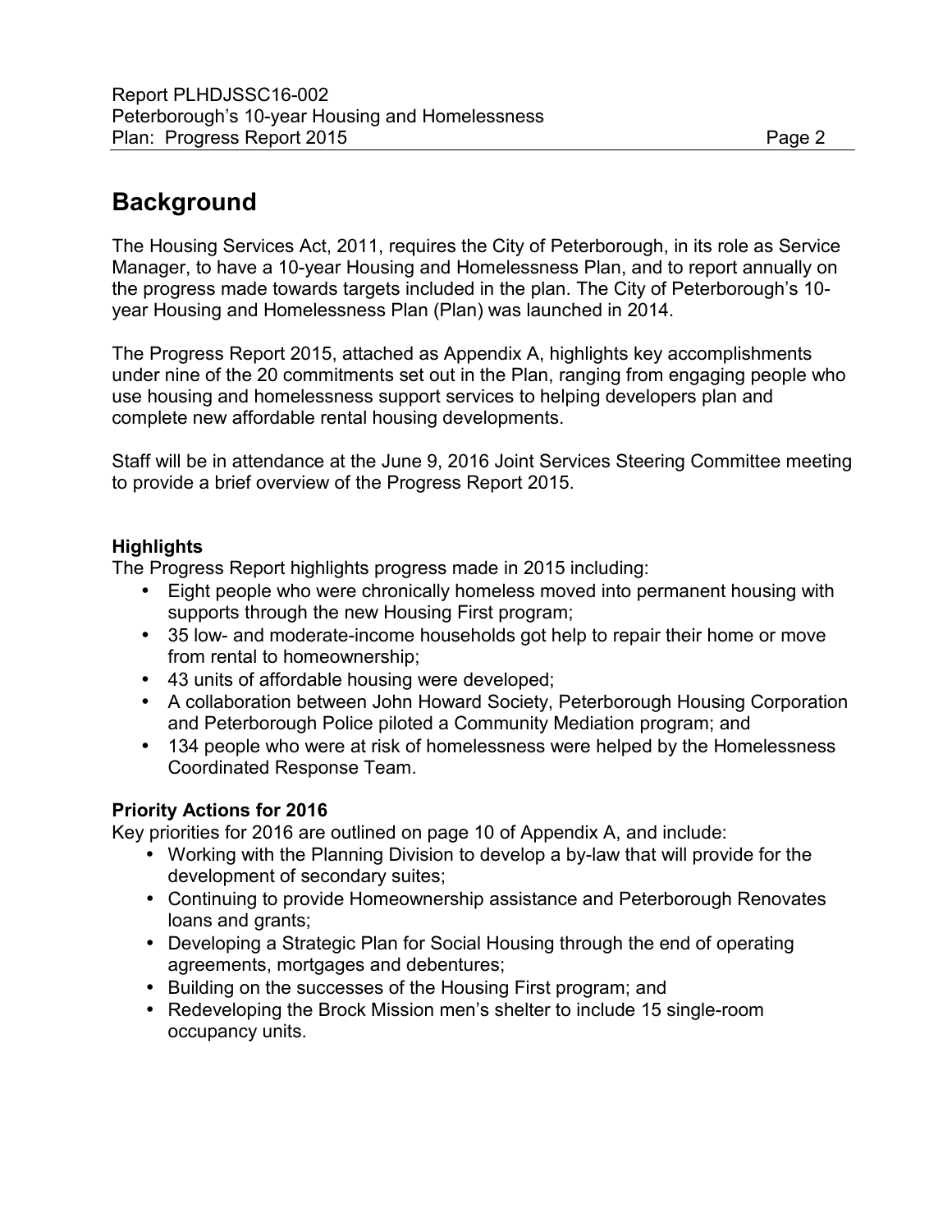## Background

The Housing Services Act, 2011, requires the City of Peterborough, in its role as Service Manager, to have a 10-year Housing and Homelessness Plan, and to report annually on the progress made towards targets included in the plan. The City of Peterborough's 10-year Housing and Homelessness Plan (Plan) was launched in 2014.

The Progress Report 2015, attached as Appendix A, highlights key accomplishments under nine of the 20 commitments set out in the Plan, ranging from engaging people who use housing and homelessness support services to helping developers plan and complete new affordable rental housing developments.

Staff will be in attendance at the June 9, 2016 Joint Services Steering Committee meeting to provide a brief overview of the Progress Report 2015.

**Highlights**

The Progress Report highlights progress made in 2015 including:

- Eight people who were chronically homeless moved into permanent housing with supports through the new Housing First program;
- 35 low- and moderate-income households got help to repair their home or move from rental to homeownership;
- 43 units of affordable housing were developed;
- A collaboration between John Howard Society, Peterborough Housing Corporation and Peterborough Police piloted a Community Mediation program; and
- 134 people who were at risk of homelessness were helped by the Homelessness Coordinated Response Team.

**Priority Actions for 2016**

Key priorities for 2016 are outlined on page 10 of Appendix A, and include:

- Working with the Planning Division to develop a by-law that will provide for the development of secondary suites;
- Continuing to provide Homeownership assistance and Peterborough Renovates loans and grants;
- Developing a Strategic Plan for Social Housing through the end of operating agreements, mortgages and debentures;
- Building on the successes of the Housing First program; and
- Redeveloping the Brock Mission men's shelter to include 15 single-room occupancy units.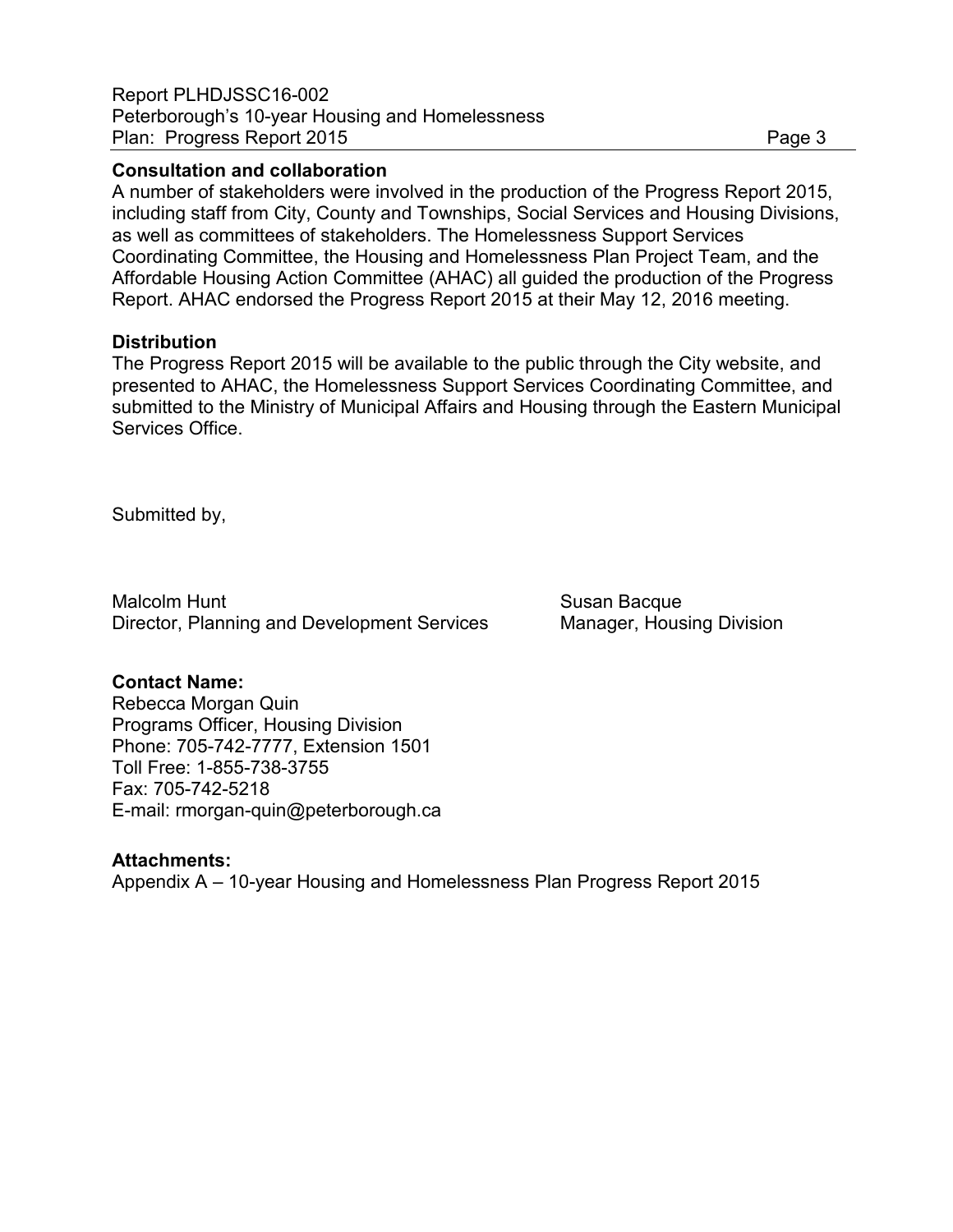**Consultation and collaboration**

A number of stakeholders were involved in the production of the Progress Report 2015, including staff from City, County and Townships, Social Services and Housing Divisions, as well as committees of stakeholders. The Homelessness Support Services Coordinating Committee, the Housing and Homelessness Plan Project Team, and the Affordable Housing Action Committee (AHAC) all guided the production of the Progress Report. AHAC endorsed the Progress Report 2015 at their May 12, 2016 meeting.

**Distribution**

The Progress Report 2015 will be available to the public through the City website, and presented to AHAC, the Homelessness Support Services Coordinating Committee, and submitted to the Ministry of Municipal Affairs and Housing through the Eastern Municipal Services Office.

Submitted by,

Malcolm Hunt
Director, Planning and Development Services

Susan Bacque
Manager, Housing Division

**Contact Name:**

Rebecca Morgan Quin
Programs Officer, Housing Division
Phone: 705-742-7777, Extension 1501
Toll Free: 1-855-738-3755
Fax: 705-742-5218
E-mail: rmorgan-quin@peterborough.ca

**Attachments:**

Appendix A – 10-year Housing and Homelessness Plan Progress Report 2015